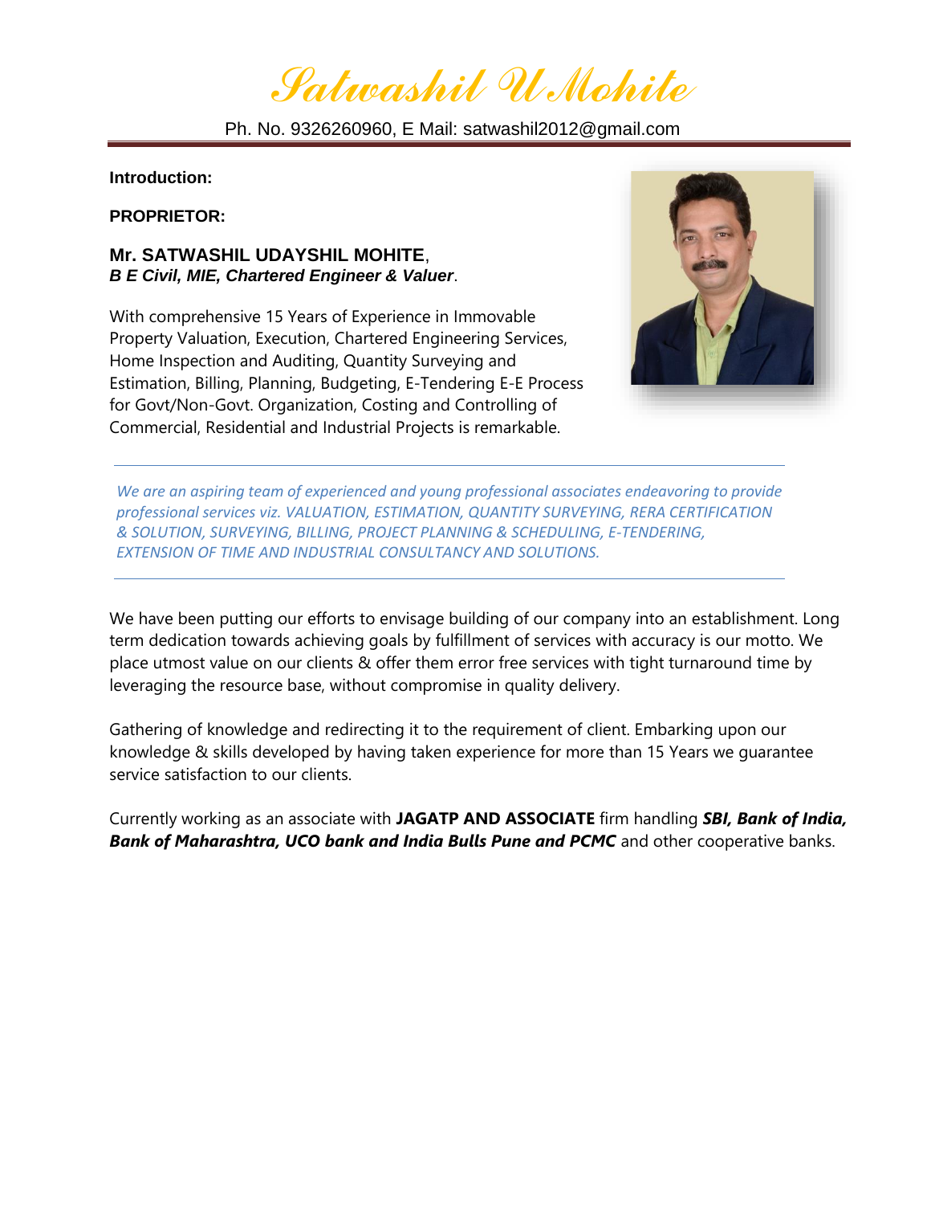# Satwashil U Mohite

Ph. No. 9326260960, E Mail: satwashil2012@gmail.com

**Introduction:**

**PROPRIETOR:**

**Mr. SATWASHIL UDAYSHIL MOHITE**,
***B E Civil, MIE, Chartered Engineer & Valuer***.

With comprehensive 15 Years of Experience in Immovable Property Valuation, Execution, Chartered Engineering Services, Home Inspection and Auditing, Quantity Surveying and Estimation, Billing, Planning, Budgeting, E-Tendering E-E Process for Govt/Non-Govt. Organization, Costing and Controlling of Commercial, Residential and Industrial Projects is remarkable.

---

*We are an aspiring team of experienced and young professional associates endeavoring to provide professional services viz. VALUATION, ESTIMATION, QUANTITY SURVEYING, RERA CERTIFICATION & SOLUTION, SURVEYING, BILLING, PROJECT PLANNING & SCHEDULING, E-TENDERING, EXTENSION OF TIME AND INDUSTRIAL CONSULTANCY AND SOLUTIONS.*

---

We have been putting our efforts to envisage building of our company into an establishment. Long term dedication towards achieving goals by fulfillment of services with accuracy is our motto. We place utmost value on our clients & offer them error free services with tight turnaround time by leveraging the resource base, without compromise in quality delivery.

Gathering of knowledge and redirecting it to the requirement of client. Embarking upon our knowledge & skills developed by having taken experience for more than 15 Years we guarantee service satisfaction to our clients.

Currently working as an associate with **JAGATP AND ASSOCIATE** firm handling ***SBI, Bank of India, Bank of Maharashtra, UCO bank and India Bulls Pune and PCMC*** and other cooperative banks.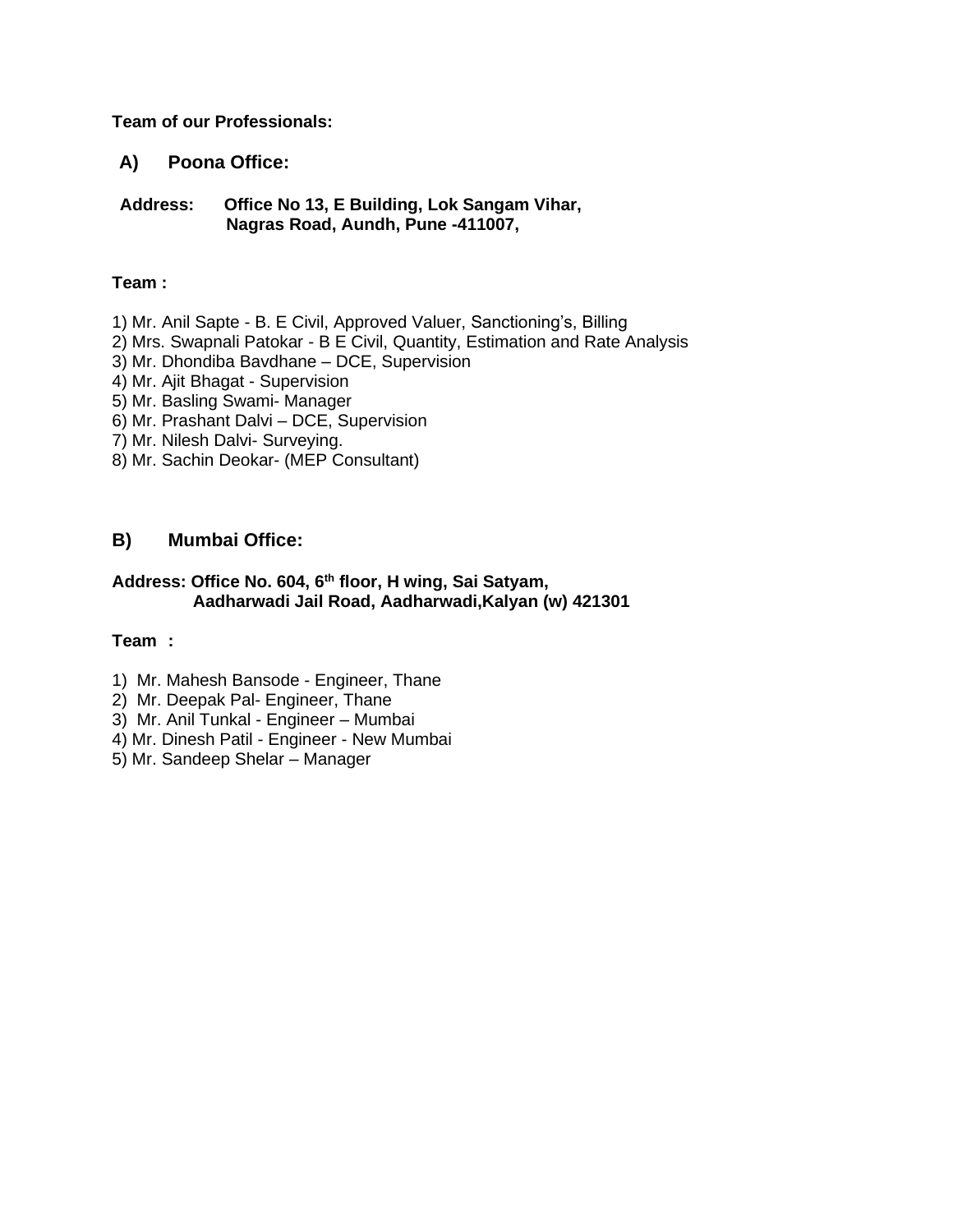**Team of our Professionals:**

## A) Poona Office:

**Address: Office No 13, E Building, Lok Sangam Vihar,
Nagras Road, Aundh, Pune -411007,**

**Team :**

1) Mr. Anil Sapte - B. E Civil, Approved Valuer, Sanctioning’s, Billing
2) Mrs. Swapnali Patokar - B E Civil, Quantity, Estimation and Rate Analysis
3) Mr. Dhondiba Bavdhane – DCE, Supervision
4) Mr. Ajit Bhagat - Supervision
5) Mr. Basling Swami- Manager
6) Mr. Prashant Dalvi – DCE, Supervision
7) Mr. Nilesh Dalvi- Surveying.
8) Mr. Sachin Deokar- (MEP Consultant)

## B) Mumbai Office:

**Address: Office No. 604, 6th floor, H wing, Sai Satyam,
Aadharwadi Jail Road, Aadharwadi,Kalyan (w) 421301**

**Team :**

1) Mr. Mahesh Bansode - Engineer, Thane
2) Mr. Deepak Pal- Engineer, Thane
3) Mr. Anil Tunkal - Engineer – Mumbai
4) Mr. Dinesh Patil - Engineer - New Mumbai
5) Mr. Sandeep Shelar – Manager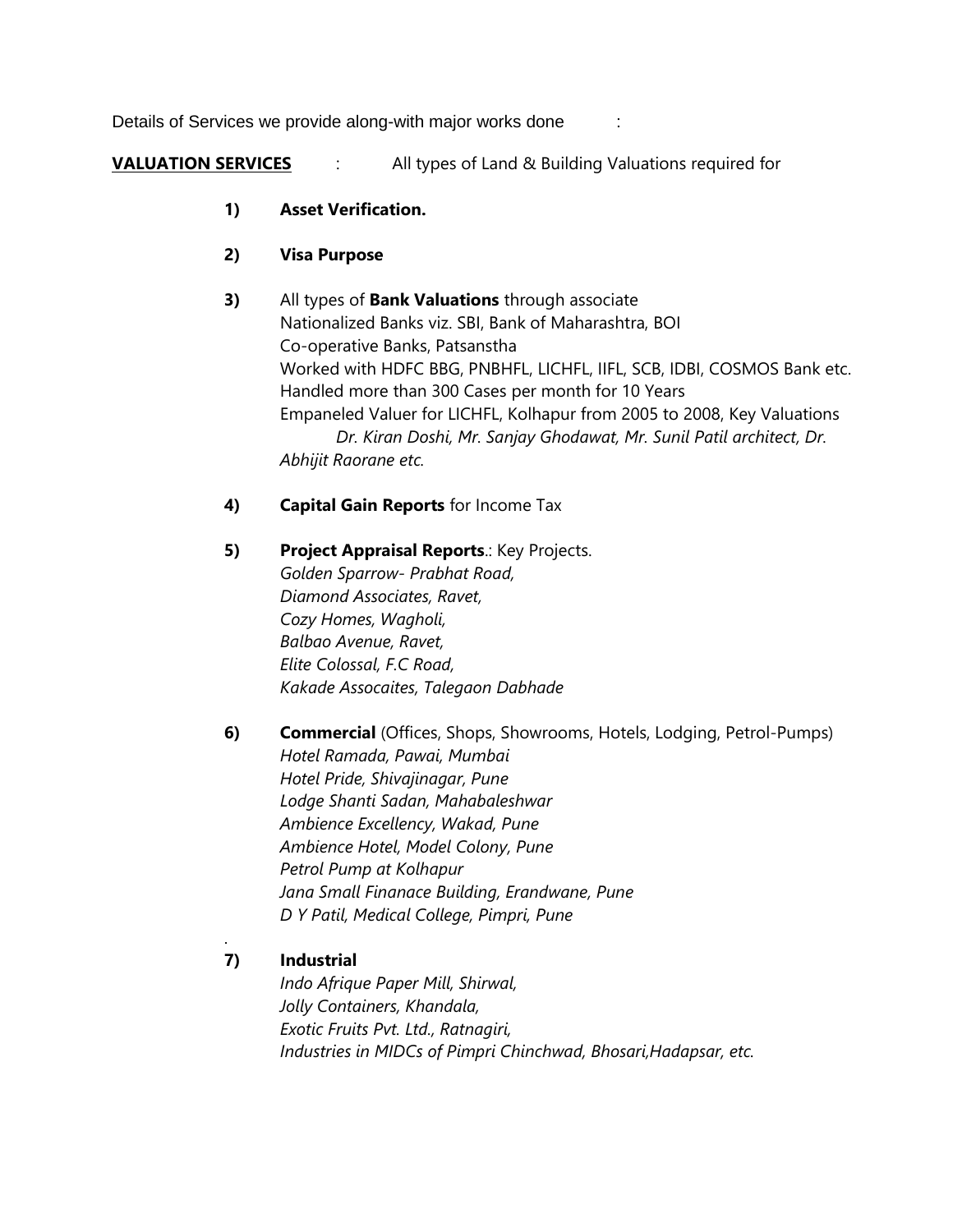Details of Services we provide along-with major works done :

**VALUATION SERVICES** : All types of Land & Building Valuations required for

1) **Asset Verification.**

2) **Visa Purpose**

3) All types of **Bank Valuations** through associate
   Nationalized Banks viz. SBI, Bank of Maharashtra, BOI
   Co-operative Banks, Patsanstha
   Worked with HDFC BBG, PNBHFL, LICHFL, IIFL, SCB, IDBI, COSMOS Bank etc.
   Handled more than 300 Cases per month for 10 Years
   Empaneled Valuer for LICHFL, Kolhapur from 2005 to 2008, Key Valuations
   *Dr. Kiran Doshi, Mr. Sanjay Ghodawat, Mr. Sunil Patil architect, Dr. Abhijit Raorane etc.*

4) **Capital Gain Reports** for Income Tax

5) **Project Appraisal Reports**.: Key Projects.
   *Golden Sparrow- Prabhat Road,*
   *Diamond Associates, Ravet,*
   *Cozy Homes, Wagholi,*
   *Balbao Avenue, Ravet,*
   *Elite Colossal, F.C Road,*
   *Kakade Assocaites, Talegaon Dabhade*

6) **Commercial** (Offices, Shops, Showrooms, Hotels, Lodging, Petrol-Pumps)
   *Hotel Ramada, Pawai, Mumbai*
   *Hotel Pride, Shivajinagar, Pune*
   *Lodge Shanti Sadan, Mahabaleshwar*
   *Ambience Excellency, Wakad, Pune*
   *Ambience Hotel, Model Colony, Pune*
   *Petrol Pump at Kolhapur*
   *Jana Small Finanace Building, Erandwane, Pune*
   *D Y Patil, Medical College, Pimpri, Pune*

7) **Industrial**
   *Indo Afrique Paper Mill, Shirwal,*
   *Jolly Containers, Khandala,*
   *Exotic Fruits Pvt. Ltd., Ratnagiri,*
   *Industries in MIDCs of Pimpri Chinchwad, Bhosari,Hadapsar, etc.*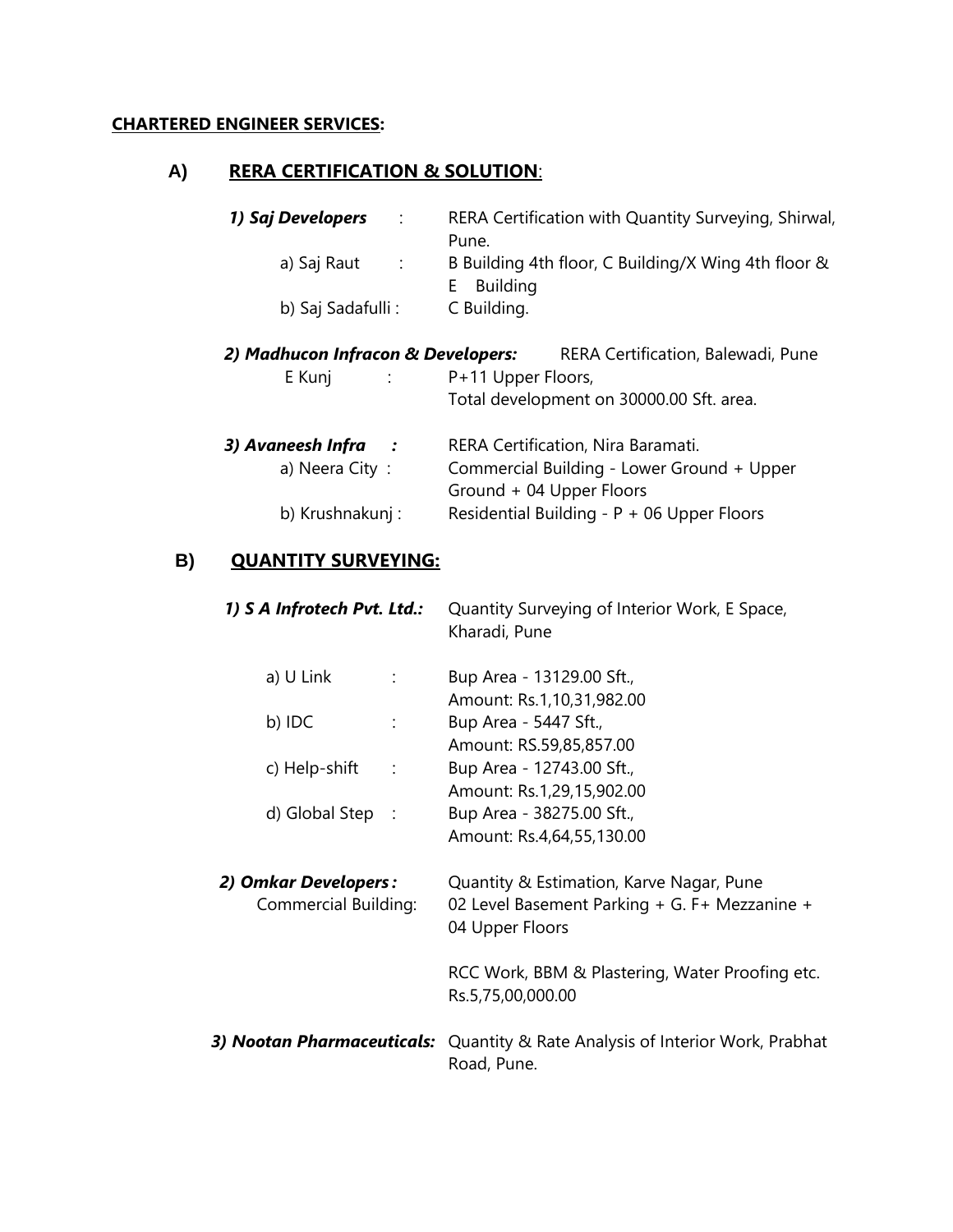**CHARTERED ENGINEER SERVICES:**

## A) RERA CERTIFICATION & SOLUTION:

***1) Saj Developers*** : RERA Certification with Quantity Surveying, Shirwal, Pune.

- a) Saj Raut : B Building 4th floor, C Building/X Wing 4th floor & E Building
- b) Saj Sadafulli : C Building.

***2) Madhucon Infracon & Developers:*** RERA Certification, Balewadi, Pune

- E Kunj : P+11 Upper Floors, Total development on 30000.00 Sft. area.

***3) Avaneesh Infra :*** RERA Certification, Nira Baramati.

- a) Neera City : Commercial Building - Lower Ground + Upper Ground + 04 Upper Floors
- b) Krushnakunj : Residential Building - P + 06 Upper Floors

## B) QUANTITY SURVEYING:

***1) S A Infrotech Pvt. Ltd.:*** Quantity Surveying of Interior Work, E Space, Kharadi, Pune

- a) U Link : Bup Area - 13129.00 Sft., Amount: Rs.1,10,31,982.00
- b) IDC : Bup Area - 5447 Sft., Amount: RS.59,85,857.00
- c) Help-shift : Bup Area - 12743.00 Sft., Amount: Rs.1,29,15,902.00
- d) Global Step : Bup Area - 38275.00 Sft., Amount: Rs.4,64,55,130.00

***2) Omkar Developers :*** Quantity & Estimation, Karve Nagar, Pune

Commercial Building: 02 Level Basement Parking + G. F+ Mezzanine + 04 Upper Floors

RCC Work, BBM & Plastering, Water Proofing etc. Rs.5,75,00,000.00

***3) Nootan Pharmaceuticals:*** Quantity & Rate Analysis of Interior Work, Prabhat Road, Pune.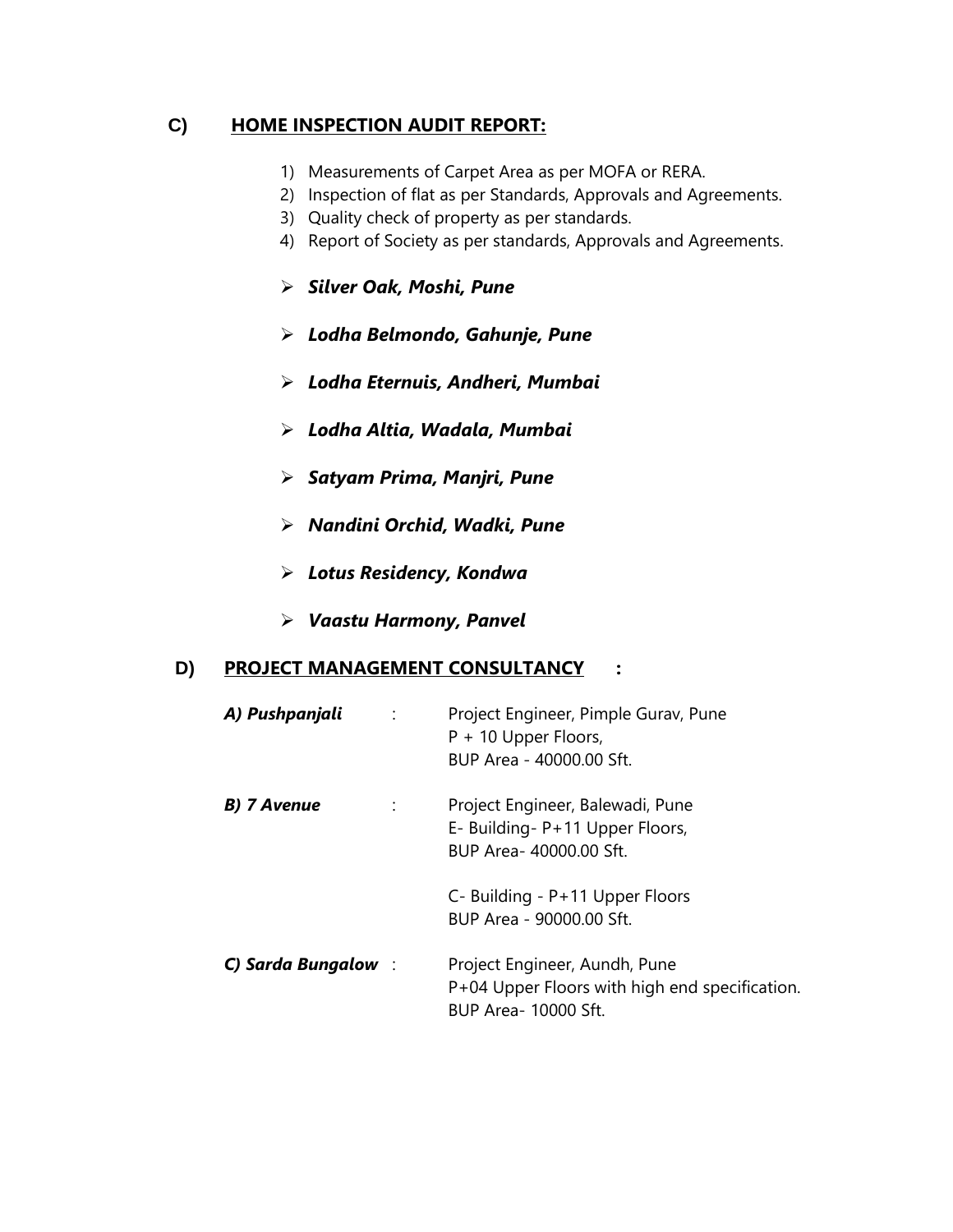## C) HOME INSPECTION AUDIT REPORT:

1) Measurements of Carpet Area as per MOFA or RERA.
2) Inspection of flat as per Standards, Approvals and Agreements.
3) Quality check of property as per standards.
4) Report of Society as per standards, Approvals and Agreements.

- ***Silver Oak, Moshi, Pune***
- ***Lodha Belmondo, Gahunje, Pune***
- ***Lodha Eternuis, Andheri, Mumbai***
- ***Lodha Altia, Wadala, Mumbai***
- ***Satyam Prima, Manjri, Pune***
- ***Nandini Orchid, Wadki, Pune***
- ***Lotus Residency, Kondwa***
- ***Vaastu Harmony, Panvel***

## D) PROJECT MANAGEMENT CONSULTANCY :

| | | |
|---|---|---|
| ***A) Pushpanjali*** | : | Project Engineer, Pimple Gurav, Pune<br>P + 10 Upper Floors,<br>BUP Area - 40000.00 Sft. |
| ***B) 7 Avenue*** | : | Project Engineer, Balewadi, Pune<br>E- Building- P+11 Upper Floors,<br>BUP Area- 40000.00 Sft.<br><br>C- Building - P+11 Upper Floors<br>BUP Area - 90000.00 Sft. |
| ***C) Sarda Bungalow*** | : | Project Engineer, Aundh, Pune<br>P+04 Upper Floors with high end specification.<br>BUP Area- 10000 Sft. |